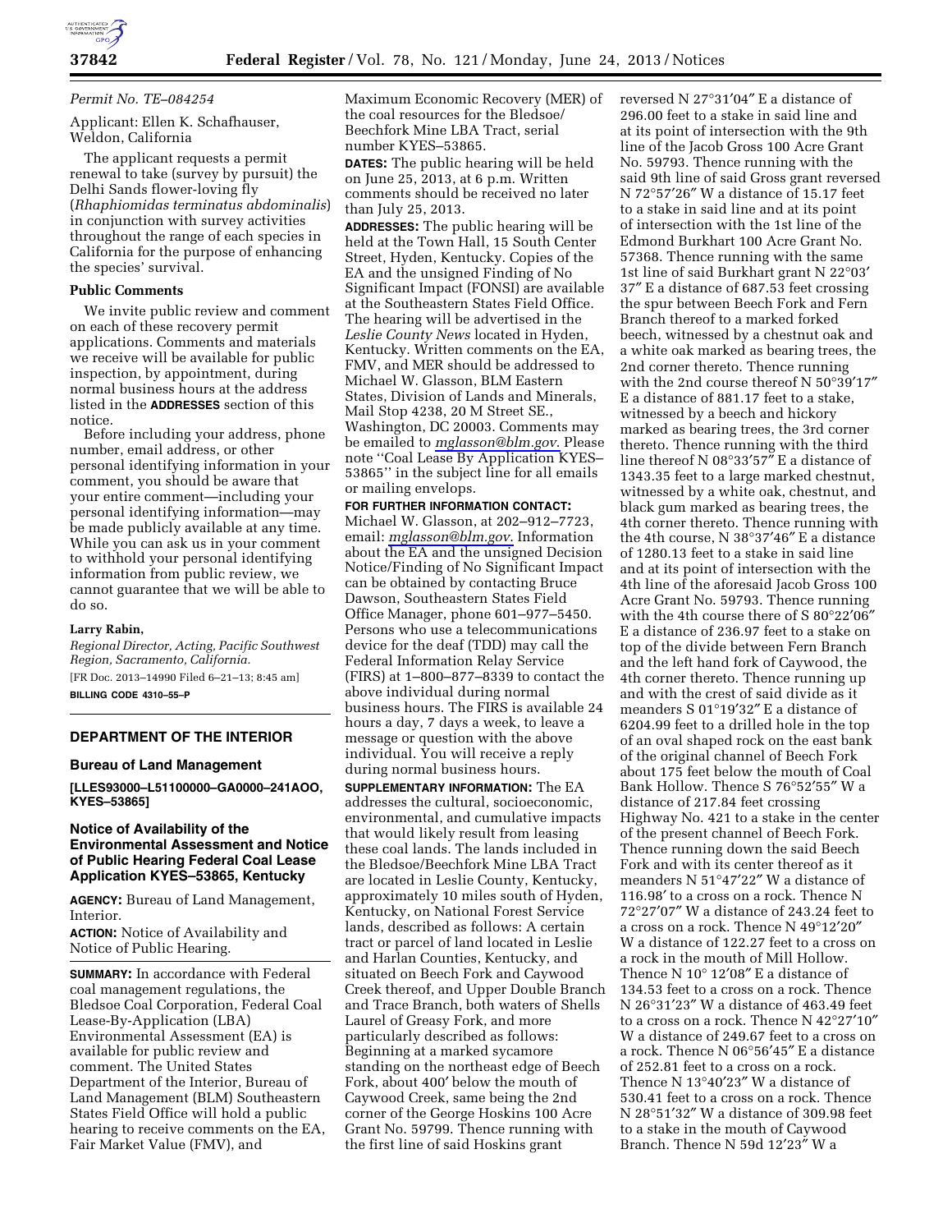*Permit No. TE–084254*

Applicant: Ellen K. Schafhauser, Weldon, California

The applicant requests a permit renewal to take (survey by pursuit) the Delhi Sands flower-loving fly (*Rhaphiomidas terminatus abdominalis*) in conjunction with survey activities throughout the range of each species in California for the purpose of enhancing the species' survival.

### Public Comments

We invite public review and comment on each of these recovery permit applications. Comments and materials we receive will be available for public inspection, by appointment, during normal business hours at the address listed in the **ADDRESSES** section of this notice.

Before including your address, phone number, email address, or other personal identifying information in your comment, you should be aware that your entire comment—including your personal identifying information—may be made publicly available at any time. While you can ask us in your comment to withhold your personal identifying information from public review, we cannot guarantee that we will be able to do so.

**Larry Rabin,**

*Regional Director, Acting, Pacific Southwest Region, Sacramento, California.*

[FR Doc. 2013–14990 Filed 6–21–13; 8:45 am]

**BILLING CODE 4310–55–P**

## DEPARTMENT OF THE INTERIOR

### Bureau of Land Management

**[LLES93000–L51100000–GA0000–241AOO, KYES–53865]**

### Notice of Availability of the Environmental Assessment and Notice of Public Hearing Federal Coal Lease Application KYES–53865, Kentucky

**AGENCY:** Bureau of Land Management, Interior.

**ACTION:** Notice of Availability and Notice of Public Hearing.

**SUMMARY:** In accordance with Federal coal management regulations, the Bledsoe Coal Corporation, Federal Coal Lease-By-Application (LBA) Environmental Assessment (EA) is available for public review and comment. The United States Department of the Interior, Bureau of Land Management (BLM) Southeastern States Field Office will hold a public hearing to receive comments on the EA, Fair Market Value (FMV), and Maximum Economic Recovery (MER) of the coal resources for the Bledsoe/Beechfork Mine LBA Tract, serial number KYES–53865.

**DATES:** The public hearing will be held on June 25, 2013, at 6 p.m. Written comments should be received no later than July 25, 2013.

**ADDRESSES:** The public hearing will be held at the Town Hall, 15 South Center Street, Hyden, Kentucky. Copies of the EA and the unsigned Finding of No Significant Impact (FONSI) are available at the Southeastern States Field Office. The hearing will be advertised in the *Leslie County News* located in Hyden, Kentucky. Written comments on the EA, FMV, and MER should be addressed to Michael W. Glasson, BLM Eastern States, Division of Lands and Minerals, Mail Stop 4238, 20 M Street SE., Washington, DC 20003. Comments may be emailed to *mglasson@blm.gov*. Please note ''Coal Lease By Application KYES–53865'' in the subject line for all emails or mailing envelops.

**FOR FURTHER INFORMATION CONTACT:** Michael W. Glasson, at 202–912–7723, email: *mglasson@blm.gov*. Information about the EA and the unsigned Decision Notice/Finding of No Significant Impact can be obtained by contacting Bruce Dawson, Southeastern States Field Office Manager, phone 601–977–5450. Persons who use a telecommunications device for the deaf (TDD) may call the Federal Information Relay Service (FIRS) at 1–800–877–8339 to contact the above individual during normal business hours. The FIRS is available 24 hours a day, 7 days a week, to leave a message or question with the above individual. You will receive a reply during normal business hours.

**SUPPLEMENTARY INFORMATION:** The EA addresses the cultural, socioeconomic, environmental, and cumulative impacts that would likely result from leasing these coal lands. The lands included in the Bledsoe/Beechfork Mine LBA Tract are located in Leslie County, Kentucky, approximately 10 miles south of Hyden, Kentucky, on National Forest Service lands, described as follows: A certain tract or parcel of land located in Leslie and Harlan Counties, Kentucky, and situated on Beech Fork and Caywood Creek thereof, and Upper Double Branch and Trace Branch, both waters of Shells Laurel of Greasy Fork, and more particularly described as follows: Beginning at a marked sycamore standing on the northeast edge of Beech Fork, about 400′ below the mouth of Caywood Creek, same being the 2nd corner of the George Hoskins 100 Acre Grant No. 59799. Thence running with the first line of said Hoskins grant reversed N 27°31′04″ E a distance of 296.00 feet to a stake in said line and at its point of intersection with the 9th line of the Jacob Gross 100 Acre Grant No. 59793. Thence running with the said 9th line of said Gross grant reversed N 72°57′26″ W a distance of 15.17 feet to a stake in said line and at its point of intersection with the 1st line of the Edmond Burkhart 100 Acre Grant No. 57368. Thence running with the same 1st line of said Burkhart grant N 22°03′ 37″ E a distance of 687.53 feet crossing the spur between Beech Fork and Fern Branch thereof to a marked forked beech, witnessed by a chestnut oak and a white oak marked as bearing trees, the 2nd corner thereto. Thence running with the 2nd course thereof N 50°39′17″ E a distance of 881.17 feet to a stake, witnessed by a beech and hickory marked as bearing trees, the 3rd corner thereto. Thence running with the third line thereof N 08°33′57″ E a distance of 1343.35 feet to a large marked chestnut, witnessed by a white oak, chestnut, and black gum marked as bearing trees, the 4th corner thereto. Thence running with the 4th course, N 38°37′46″ E a distance of 1280.13 feet to a stake in said line and at its point of intersection with the 4th line of the aforesaid Jacob Gross 100 Acre Grant No. 59793. Thence running with the 4th course there of S 80°22′06″ E a distance of 236.97 feet to a stake on top of the divide between Fern Branch and the left hand fork of Caywood, the 4th corner thereto. Thence running up and with the crest of said divide as it meanders S 01°19′32″ E a distance of 6204.99 feet to a drilled hole in the top of an oval shaped rock on the east bank of the original channel of Beech Fork about 175 feet below the mouth of Coal Bank Hollow. Thence S 76°52′55″ W a distance of 217.84 feet crossing Highway No. 421 to a stake in the center of the present channel of Beech Fork. Thence running down the said Beech Fork and with its center thereof as it meanders N 51°47′22″ W a distance of 116.98′ to a cross on a rock. Thence N 72°27′07″ W a distance of 243.24 feet to a cross on a rock. Thence N 49°12′20″ W a distance of 122.27 feet to a cross on a rock in the mouth of Mill Hollow. Thence N 10° 12′08″ E a distance of 134.53 feet to a cross on a rock. Thence N 26°31′23″ W a distance of 463.49 feet to a cross on a rock. Thence N 42°27′10″ W a distance of 249.67 feet to a cross on a rock. Thence N 06°56′45″ E a distance of 252.81 feet to a cross on a rock. Thence N 13°40′23″ W a distance of 530.41 feet to a cross on a rock. Thence N 28°51′32″ W a distance of 309.98 feet to a stake in the mouth of Caywood Branch. Thence N 59d 12′23″ W a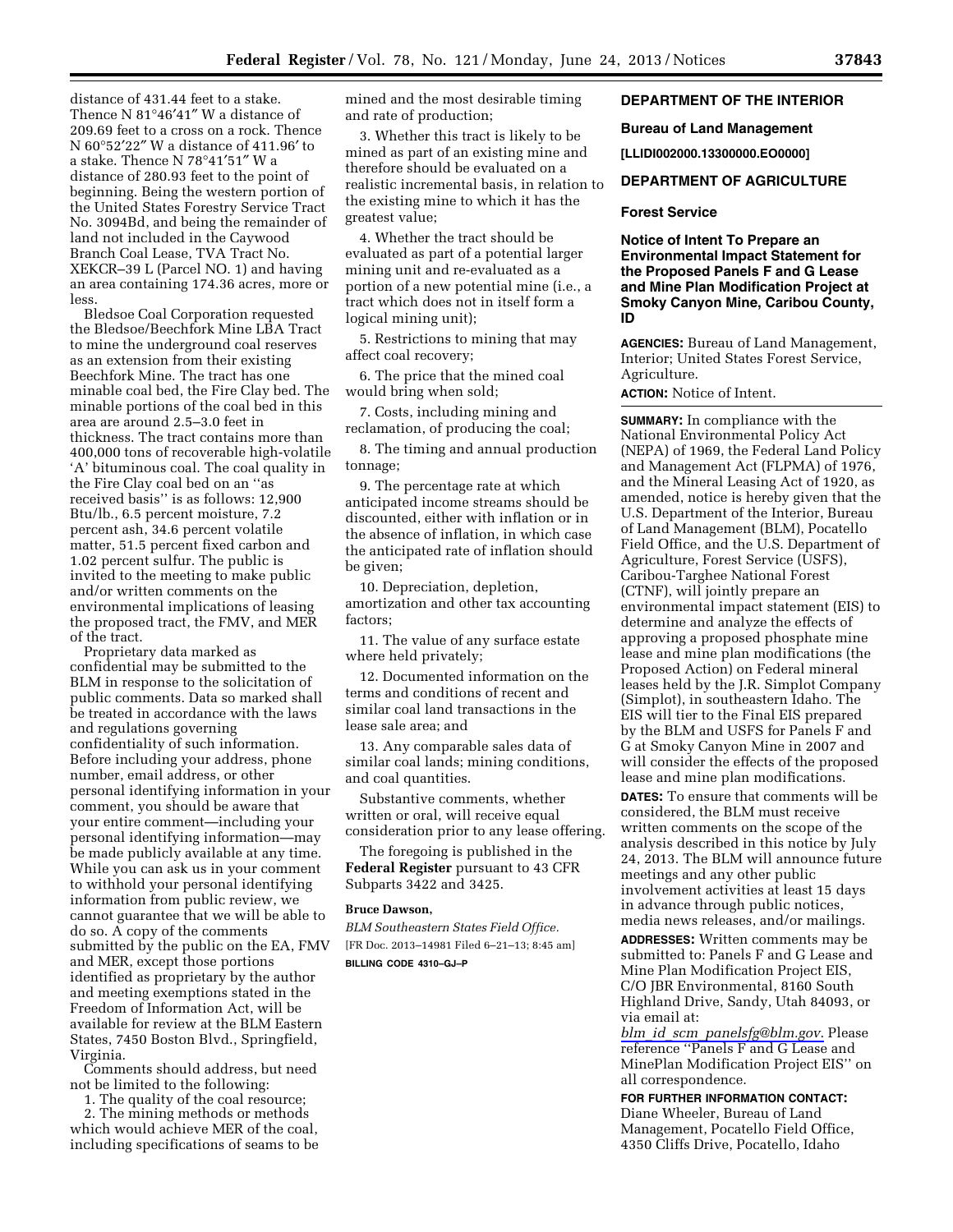distance of 431.44 feet to a stake. Thence N 81°46′41″ W a distance of 209.69 feet to a cross on a rock. Thence N 60°52′22″ W a distance of 411.96′ to a stake. Thence N 78°41′51″ W a distance of 280.93 feet to the point of beginning. Being the western portion of the United States Forestry Service Tract No. 3094Bd, and being the remainder of land not included in the Caywood Branch Coal Lease, TVA Tract No. XEKCR–39 L (Parcel NO. 1) and having an area containing 174.36 acres, more or less.

Bledsoe Coal Corporation requested the Bledsoe/Beechfork Mine LBA Tract to mine the underground coal reserves as an extension from their existing Beechfork Mine. The tract has one minable coal bed, the Fire Clay bed. The minable portions of the coal bed in this area are around 2.5–3.0 feet in thickness. The tract contains more than 400,000 tons of recoverable high-volatile 'A' bituminous coal. The coal quality in the Fire Clay coal bed on an ''as received basis'' is as follows: 12,900 Btu/lb., 6.5 percent moisture, 7.2 percent ash, 34.6 percent volatile matter, 51.5 percent fixed carbon and 1.02 percent sulfur. The public is invited to the meeting to make public and/or written comments on the environmental implications of leasing the proposed tract, the FMV, and MER of the tract.

Proprietary data marked as confidential may be submitted to the BLM in response to the solicitation of public comments. Data so marked shall be treated in accordance with the laws and regulations governing confidentiality of such information. Before including your address, phone number, email address, or other personal identifying information in your comment, you should be aware that your entire comment—including your personal identifying information—may be made publicly available at any time. While you can ask us in your comment to withhold your personal identifying information from public review, we cannot guarantee that we will be able to do so. A copy of the comments submitted by the public on the EA, FMV and MER, except those portions identified as proprietary by the author and meeting exemptions stated in the Freedom of Information Act, will be available for review at the BLM Eastern States, 7450 Boston Blvd., Springfield, Virginia.

Comments should address, but need not be limited to the following:

1. The quality of the coal resource;
2. The mining methods or methods which would achieve MER of the coal, including specifications of seams to be mined and the most desirable timing and rate of production;
3. Whether this tract is likely to be mined as part of an existing mine and therefore should be evaluated on a realistic incremental basis, in relation to the existing mine to which it has the greatest value;
4. Whether the tract should be evaluated as part of a potential larger mining unit and re-evaluated as a portion of a new potential mine (i.e., a tract which does not in itself form a logical mining unit);
5. Restrictions to mining that may affect coal recovery;
6. The price that the mined coal would bring when sold;
7. Costs, including mining and reclamation, of producing the coal;
8. The timing and annual production tonnage;
9. The percentage rate at which anticipated income streams should be discounted, either with inflation or in the absence of inflation, in which case the anticipated rate of inflation should be given;
10. Depreciation, depletion, amortization and other tax accounting factors;
11. The value of any surface estate where held privately;
12. Documented information on the terms and conditions of recent and similar coal land transactions in the lease sale area; and
13. Any comparable sales data of similar coal lands; mining conditions, and coal quantities.

Substantive comments, whether written or oral, will receive equal consideration prior to any lease offering.

The foregoing is published in the **Federal Register** pursuant to 43 CFR Subparts 3422 and 3425.

**Bruce Dawson,**

*BLM Southeastern States Field Office.*

[FR Doc. 2013–14981 Filed 6–21–13; 8:45 am]

**BILLING CODE 4310–GJ–P**

## DEPARTMENT OF THE INTERIOR

### Bureau of Land Management

**[LLIDI002000.13300000.EO0000]**

## DEPARTMENT OF AGRICULTURE

### Forest Service

### Notice of Intent To Prepare an Environmental Impact Statement for the Proposed Panels F and G Lease and Mine Plan Modification Project at Smoky Canyon Mine, Caribou County, ID

**AGENCIES:** Bureau of Land Management, Interior; United States Forest Service, Agriculture.

**ACTION:** Notice of Intent.

**SUMMARY:** In compliance with the National Environmental Policy Act (NEPA) of 1969, the Federal Land Policy and Management Act (FLPMA) of 1976, and the Mineral Leasing Act of 1920, as amended, notice is hereby given that the U.S. Department of the Interior, Bureau of Land Management (BLM), Pocatello Field Office, and the U.S. Department of Agriculture, Forest Service (USFS), Caribou-Targhee National Forest (CTNF), will jointly prepare an environmental impact statement (EIS) to determine and analyze the effects of approving a proposed phosphate mine lease and mine plan modifications (the Proposed Action) on Federal mineral leases held by the J.R. Simplot Company (Simplot), in southeastern Idaho. The EIS will tier to the Final EIS prepared by the BLM and USFS for Panels F and G at Smoky Canyon Mine in 2007 and will consider the effects of the proposed lease and mine plan modifications.

**DATES:** To ensure that comments will be considered, the BLM must receive written comments on the scope of the analysis described in this notice by July 24, 2013. The BLM will announce future meetings and any other public involvement activities at least 15 days in advance through public notices, media news releases, and/or mailings.

**ADDRESSES:** Written comments may be submitted to: Panels F and G Lease and Mine Plan Modification Project EIS, C/O JBR Environmental, 8160 South Highland Drive, Sandy, Utah 84093, or via email at: *blm_id_scm_panelsfg@blm.gov*. Please reference ''Panels F and G Lease and MinePlan Modification Project EIS'' on all correspondence.

**FOR FURTHER INFORMATION CONTACT:** Diane Wheeler, Bureau of Land Management, Pocatello Field Office, 4350 Cliffs Drive, Pocatello, Idaho